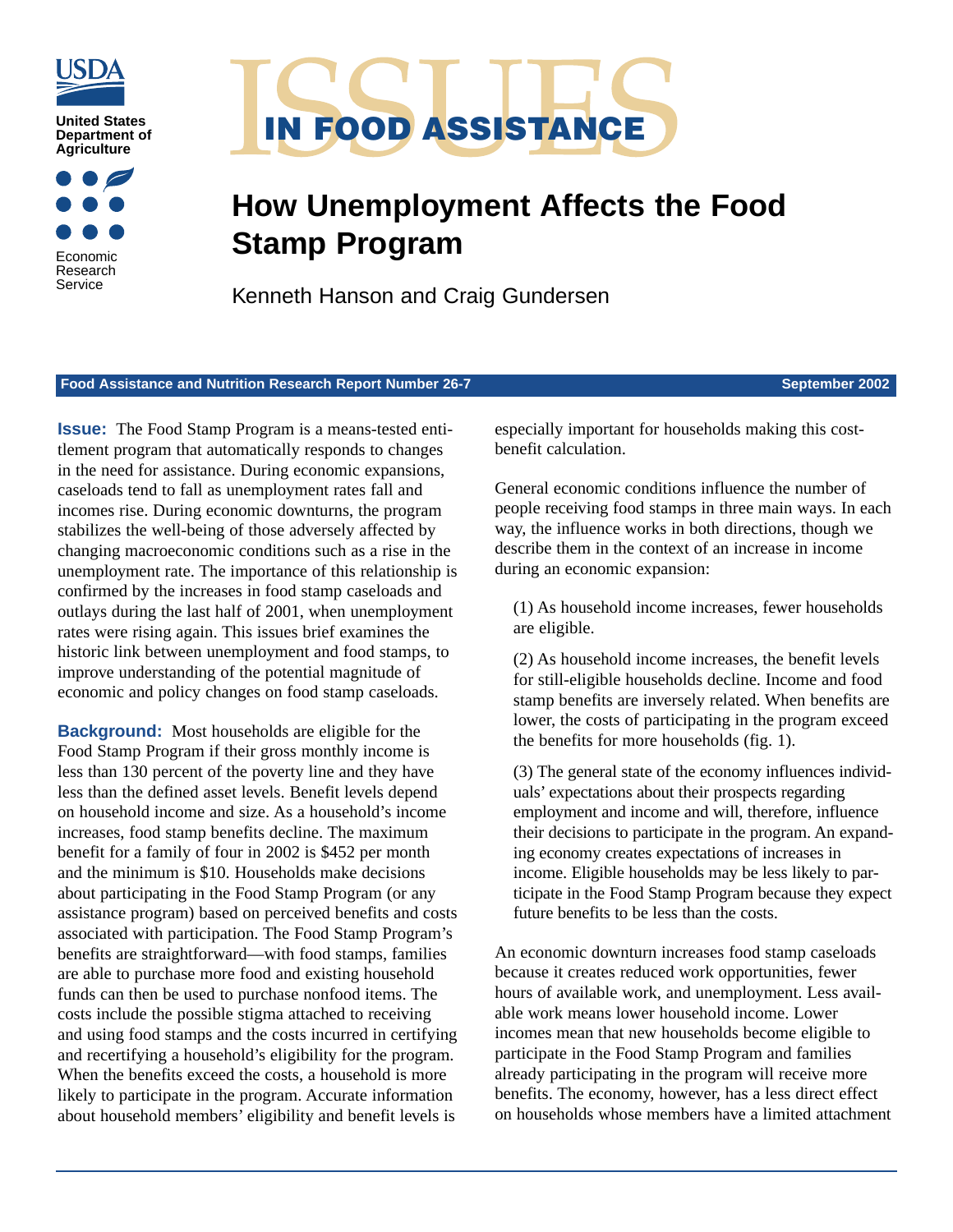USDA

United States Department of Agriculture

Economic Research Service

# ISSUES IN FOOD ASSISTANCE

# How Unemployment Affects the Food Stamp Program

Kenneth Hanson and Craig Gundersen

**Food Assistance and Nutrition Research Report Number 26-7** **September 2002**

**Issue:** The Food Stamp Program is a means-tested entitlement program that automatically responds to changes in the need for assistance. During economic expansions, caseloads tend to fall as unemployment rates fall and incomes rise. During economic downturns, the program stabilizes the well-being of those adversely affected by changing macroeconomic conditions such as a rise in the unemployment rate. The importance of this relationship is confirmed by the increases in food stamp caseloads and outlays during the last half of 2001, when unemployment rates were rising again. This issues brief examines the historic link between unemployment and food stamps, to improve understanding of the potential magnitude of economic and policy changes on food stamp caseloads.

**Background:** Most households are eligible for the Food Stamp Program if their gross monthly income is less than 130 percent of the poverty line and they have less than the defined asset levels. Benefit levels depend on household income and size. As a household's income increases, food stamp benefits decline. The maximum benefit for a family of four in 2002 is $452 per month and the minimum is $10. Households make decisions about participating in the Food Stamp Program (or any assistance program) based on perceived benefits and costs associated with participation. The Food Stamp Program's benefits are straightforward—with food stamps, families are able to purchase more food and existing household funds can then be used to purchase nonfood items. The costs include the possible stigma attached to receiving and using food stamps and the costs incurred in certifying and recertifying a household's eligibility for the program. When the benefits exceed the costs, a household is more likely to participate in the program. Accurate information about household members' eligibility and benefit levels is especially important for households making this cost-benefit calculation.

General economic conditions influence the number of people receiving food stamps in three main ways. In each way, the influence works in both directions, though we describe them in the context of an increase in income during an economic expansion:

(1) As household income increases, fewer households are eligible.

(2) As household income increases, the benefit levels for still-eligible households decline. Income and food stamp benefits are inversely related. When benefits are lower, the costs of participating in the program exceed the benefits for more households (fig. 1).

(3) The general state of the economy influences individuals' expectations about their prospects regarding employment and income and will, therefore, influence their decisions to participate in the program. An expanding economy creates expectations of increases in income. Eligible households may be less likely to participate in the Food Stamp Program because they expect future benefits to be less than the costs.

An economic downturn increases food stamp caseloads because it creates reduced work opportunities, fewer hours of available work, and unemployment. Less available work means lower household income. Lower incomes mean that new households become eligible to participate in the Food Stamp Program and families already participating in the program will receive more benefits. The economy, however, has a less direct effect on households whose members have a limited attachment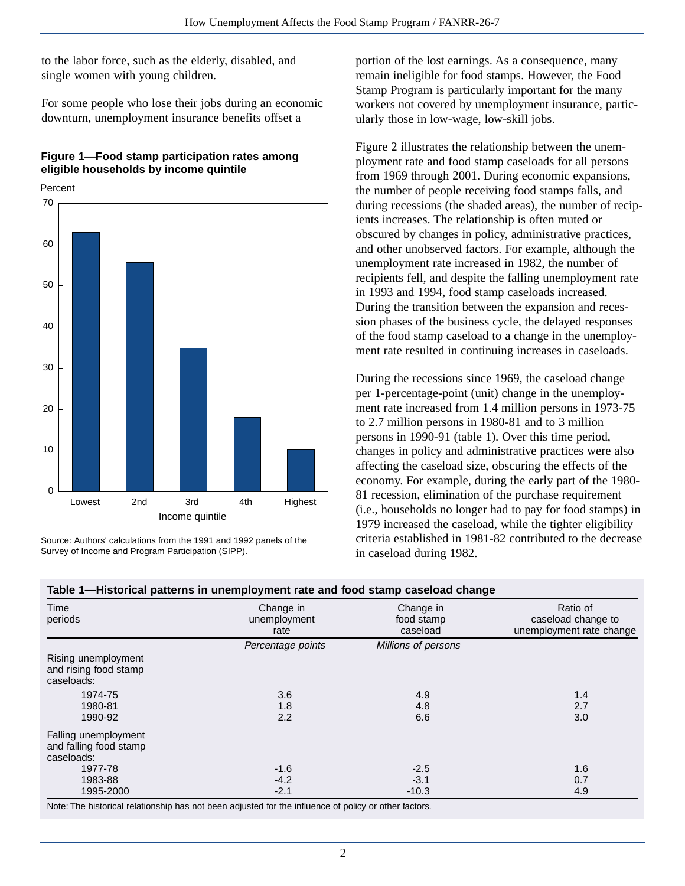to the labor force, such as the elderly, disabled, and single women with young children.

For some people who lose their jobs during an economic downturn, unemployment insurance benefits offset a portion of the lost earnings. As a consequence, many remain ineligible for food stamps. However, the Food Stamp Program is particularly important for the many workers not covered by unemployment insurance, particularly those in low-wage, low-skill jobs.

**Figure 1—Food stamp participation rates among eligible households by income quintile**

Source: Authors' calculations from the 1991 and 1992 panels of the Survey of Income and Program Participation (SIPP).

Figure 2 illustrates the relationship between the unemployment rate and food stamp caseloads for all persons from 1969 through 2001. During economic expansions, the number of people receiving food stamps falls, and during recessions (the shaded areas), the number of recipients increases. The relationship is often muted or obscured by changes in policy, administrative practices, and other unobserved factors. For example, although the unemployment rate increased in 1982, the number of recipients fell, and despite the falling unemployment rate in 1993 and 1994, food stamp caseloads increased. During the transition between the expansion and recession phases of the business cycle, the delayed responses of the food stamp caseload to a change in the unemployment rate resulted in continuing increases in caseloads.

During the recessions since 1969, the caseload change per 1-percentage-point (unit) change in the unemployment rate increased from 1.4 million persons in 1973-75 to 2.7 million persons in 1980-81 and to 3 million persons in 1990-91 (table 1). Over this time period, changes in policy and administrative practices were also affecting the caseload size, obscuring the effects of the economy. For example, during the early part of the 1980-81 recession, elimination of the purchase requirement (i.e., households no longer had to pay for food stamps) in 1979 increased the caseload, while the tighter eligibility criteria established in 1981-82 contributed to the decrease in caseload during 1982.

**Table 1—Historical patterns in unemployment rate and food stamp caseload change**

| Time periods | Change in unemployment rate | Change in food stamp caseload | Ratio of caseload change to unemployment rate change |
|---|---|---|---|
| | *Percentage points* | *Millions of persons* | |
| Rising unemployment and rising food stamp caseloads: | | | |
| 1974-75 | 3.6 | 4.9 | 1.4 |
| 1980-81 | 1.8 | 4.8 | 2.7 |
| 1990-92 | 2.2 | 6.6 | 3.0 |
| Falling unemployment and falling food stamp caseloads: | | | |
| 1977-78 | -1.6 | -2.5 | 1.6 |
| 1983-88 | -4.2 | -3.1 | 0.7 |
| 1995-2000 | -2.1 | -10.3 | 4.9 |

Note: The historical relationship has not been adjusted for the influence of policy or other factors.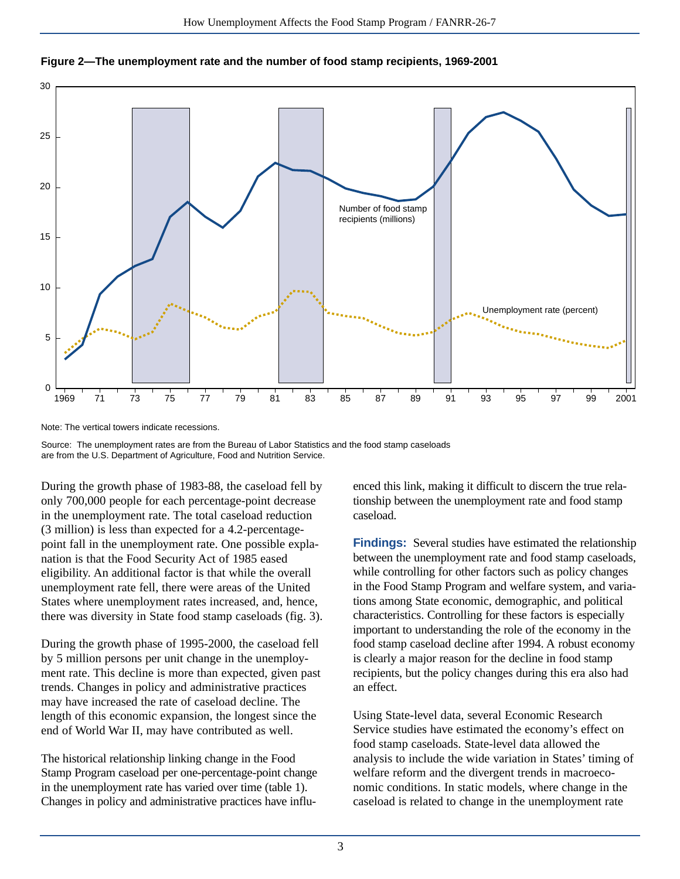**Figure 2—The unemployment rate and the number of food stamp recipients, 1969-2001**

Note: The vertical towers indicate recessions.

Source: The unemployment rates are from the Bureau of Labor Statistics and the food stamp caseloads are from the U.S. Department of Agriculture, Food and Nutrition Service.

During the growth phase of 1983-88, the caseload fell by only 700,000 people for each percentage-point decrease in the unemployment rate. The total caseload reduction (3 million) is less than expected for a 4.2-percentage-point fall in the unemployment rate. One possible explanation is that the Food Security Act of 1985 eased eligibility. An additional factor is that while the overall unemployment rate fell, there were areas of the United States where unemployment rates increased, and, hence, there was diversity in State food stamp caseloads (fig. 3).

During the growth phase of 1995-2000, the caseload fell by 5 million persons per unit change in the unemployment rate. This decline is more than expected, given past trends. Changes in policy and administrative practices may have increased the rate of caseload decline. The length of this economic expansion, the longest since the end of World War II, may have contributed as well.

The historical relationship linking change in the Food Stamp Program caseload per one-percentage-point change in the unemployment rate has varied over time (table 1). Changes in policy and administrative practices have influenced this link, making it difficult to discern the true relationship between the unemployment rate and food stamp caseload.

**Findings:** Several studies have estimated the relationship between the unemployment rate and food stamp caseloads, while controlling for other factors such as policy changes in the Food Stamp Program and welfare system, and variations among State economic, demographic, and political characteristics. Controlling for these factors is especially important to understanding the role of the economy in the food stamp caseload decline after 1994. A robust economy is clearly a major reason for the decline in food stamp recipients, but the policy changes during this era also had an effect.

Using State-level data, several Economic Research Service studies have estimated the economy's effect on food stamp caseloads. State-level data allowed the analysis to include the wide variation in States' timing of welfare reform and the divergent trends in macroeconomic conditions. In static models, where change in the caseload is related to change in the unemployment rate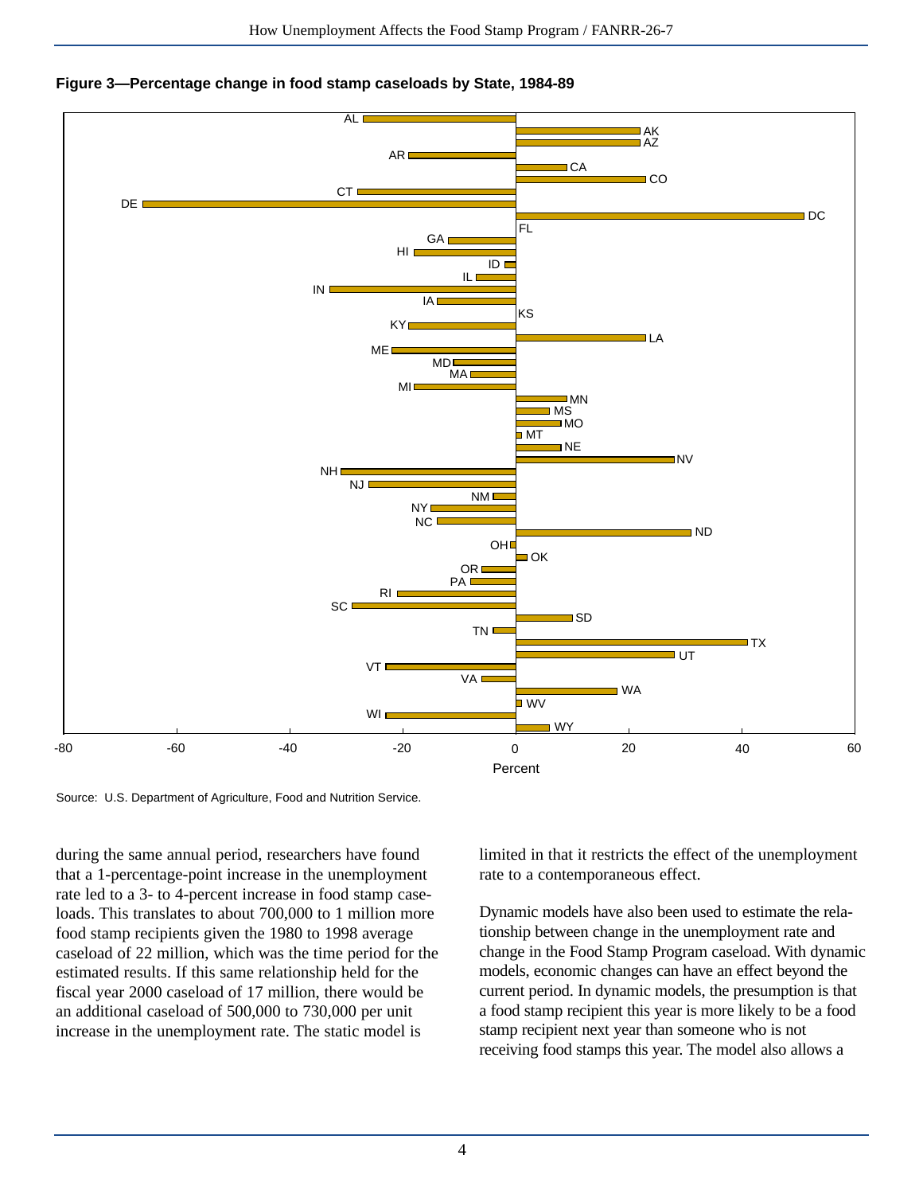**Figure 3—Percentage change in food stamp caseloads by State, 1984-89**

Source: U.S. Department of Agriculture, Food and Nutrition Service.

during the same annual period, researchers have found that a 1-percentage-point increase in the unemployment rate led to a 3- to 4-percent increase in food stamp caseloads. This translates to about 700,000 to 1 million more food stamp recipients given the 1980 to 1998 average caseload of 22 million, which was the time period for the estimated results. If this same relationship held for the fiscal year 2000 caseload of 17 million, there would be an additional caseload of 500,000 to 730,000 per unit increase in the unemployment rate. The static model is limited in that it restricts the effect of the unemployment rate to a contemporaneous effect.

Dynamic models have also been used to estimate the relationship between change in the unemployment rate and change in the Food Stamp Program caseload. With dynamic models, economic changes can have an effect beyond the current period. In dynamic models, the presumption is that a food stamp recipient this year is more likely to be a food stamp recipient next year than someone who is not receiving food stamps this year. The model also allows a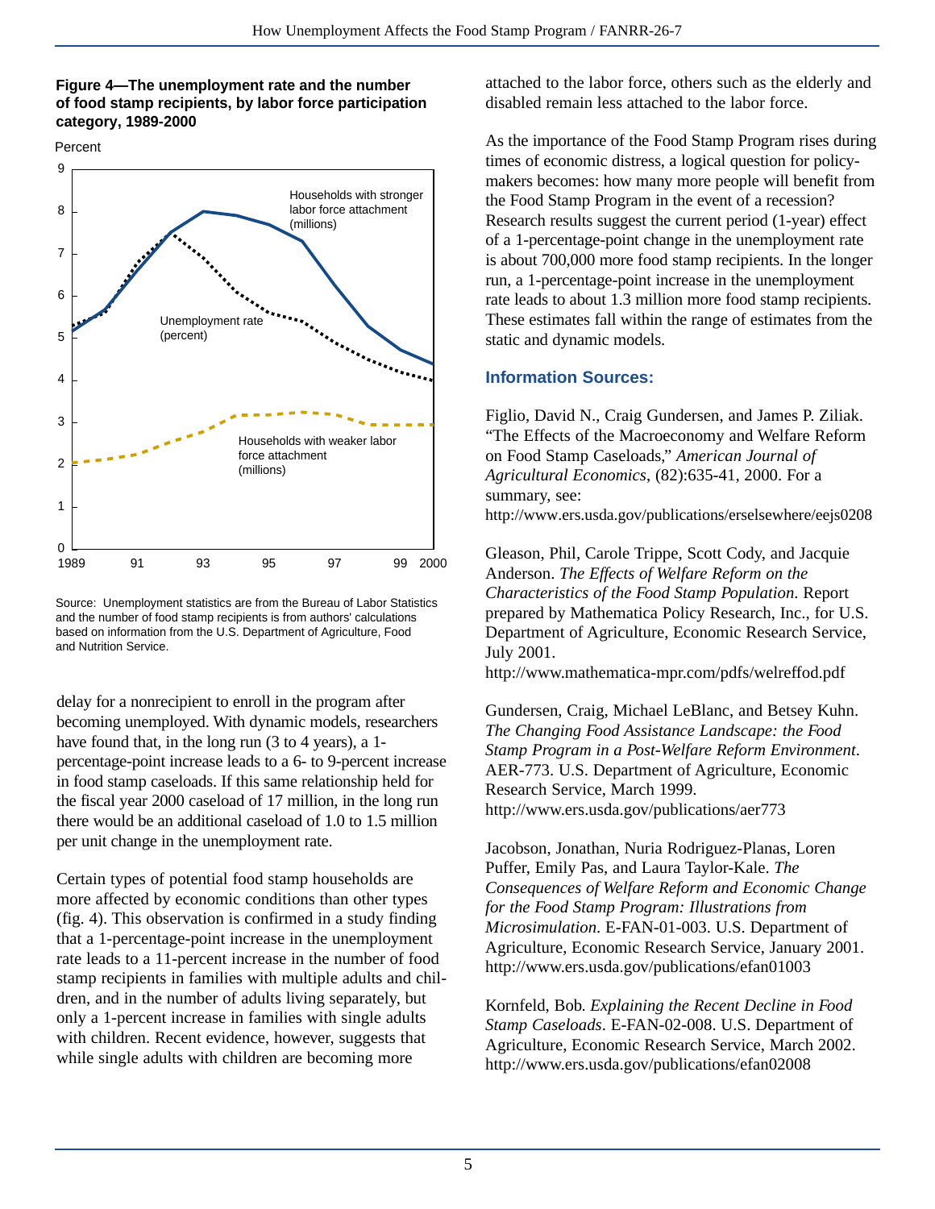**Figure 4—The unemployment rate and the number of food stamp recipients, by labor force participation category, 1989-2000**

Source: Unemployment statistics are from the Bureau of Labor Statistics and the number of food stamp recipients is from authors' calculations based on information from the U.S. Department of Agriculture, Food and Nutrition Service.

delay for a nonrecipient to enroll in the program after becoming unemployed. With dynamic models, researchers have found that, in the long run (3 to 4 years), a 1-percentage-point increase leads to a 6- to 9-percent increase in food stamp caseloads. If this same relationship held for the fiscal year 2000 caseload of 17 million, in the long run there would be an additional caseload of 1.0 to 1.5 million per unit change in the unemployment rate.

Certain types of potential food stamp households are more affected by economic conditions than other types (fig. 4). This observation is confirmed in a study finding that a 1-percentage-point increase in the unemployment rate leads to a 11-percent increase in the number of food stamp recipients in families with multiple adults and children, and in the number of adults living separately, but only a 1-percent increase in families with single adults with children. Recent evidence, however, suggests that while single adults with children are becoming more attached to the labor force, others such as the elderly and disabled remain less attached to the labor force.

As the importance of the Food Stamp Program rises during times of economic distress, a logical question for policymakers becomes: how many more people will benefit from the Food Stamp Program in the event of a recession? Research results suggest the current period (1-year) effect of a 1-percentage-point change in the unemployment rate is about 700,000 more food stamp recipients. In the longer run, a 1-percentage-point increase in the unemployment rate leads to about 1.3 million more food stamp recipients. These estimates fall within the range of estimates from the static and dynamic models.

### Information Sources:

Figlio, David N., Craig Gundersen, and James P. Ziliak. "The Effects of the Macroeconomy and Welfare Reform on Food Stamp Caseloads," *American Journal of Agricultural Economics*, (82):635-41, 2000. For a summary, see:
http://www.ers.usda.gov/publications/erselsewhere/eejs0208

Gleason, Phil, Carole Trippe, Scott Cody, and Jacquie Anderson. *The Effects of Welfare Reform on the Characteristics of the Food Stamp Population*. Report prepared by Mathematica Policy Research, Inc., for U.S. Department of Agriculture, Economic Research Service, July 2001.
http://www.mathematica-mpr.com/pdfs/welreffod.pdf

Gundersen, Craig, Michael LeBlanc, and Betsey Kuhn. *The Changing Food Assistance Landscape: the Food Stamp Program in a Post-Welfare Reform Environment*. AER-773. U.S. Department of Agriculture, Economic Research Service, March 1999.
http://www.ers.usda.gov/publications/aer773

Jacobson, Jonathan, Nuria Rodriguez-Planas, Loren Puffer, Emily Pas, and Laura Taylor-Kale. *The Consequences of Welfare Reform and Economic Change for the Food Stamp Program: Illustrations from Microsimulation*. E-FAN-01-003. U.S. Department of Agriculture, Economic Research Service, January 2001.
http://www.ers.usda.gov/publications/efan01003

Kornfeld, Bob. *Explaining the Recent Decline in Food Stamp Caseloads*. E-FAN-02-008. U.S. Department of Agriculture, Economic Research Service, March 2002.
http://www.ers.usda.gov/publications/efan02008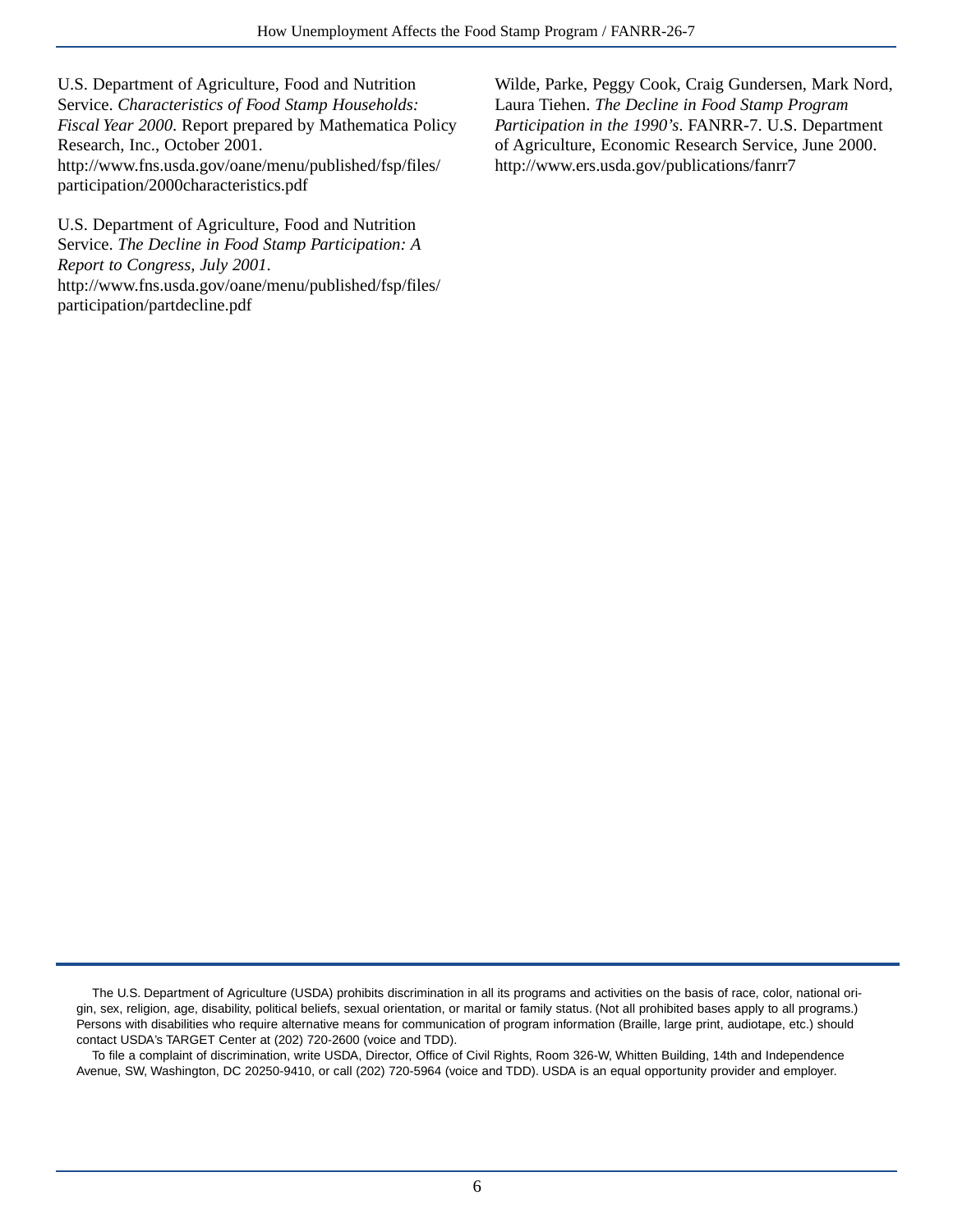U.S. Department of Agriculture, Food and Nutrition Service. *Characteristics of Food Stamp Households: Fiscal Year 2000*. Report prepared by Mathematica Policy Research, Inc., October 2001. http://www.fns.usda.gov/oane/menu/published/fsp/files/participation/2000characteristics.pdf

U.S. Department of Agriculture, Food and Nutrition Service. *The Decline in Food Stamp Participation: A Report to Congress, July 2001*. http://www.fns.usda.gov/oane/menu/published/fsp/files/participation/partdecline.pdf

Wilde, Parke, Peggy Cook, Craig Gundersen, Mark Nord, Laura Tiehen. *The Decline in Food Stamp Program Participation in the 1990's*. FANRR-7. U.S. Department of Agriculture, Economic Research Service, June 2000. http://www.ers.usda.gov/publications/fanrr7

The U.S. Department of Agriculture (USDA) prohibits discrimination in all its programs and activities on the basis of race, color, national origin, sex, religion, age, disability, political beliefs, sexual orientation, or marital or family status. (Not all prohibited bases apply to all programs.) Persons with disabilities who require alternative means for communication of program information (Braille, large print, audiotape, etc.) should contact USDA's TARGET Center at (202) 720-2600 (voice and TDD).

To file a complaint of discrimination, write USDA, Director, Office of Civil Rights, Room 326-W, Whitten Building, 14th and Independence Avenue, SW, Washington, DC 20250-9410, or call (202) 720-5964 (voice and TDD). USDA is an equal opportunity provider and employer.